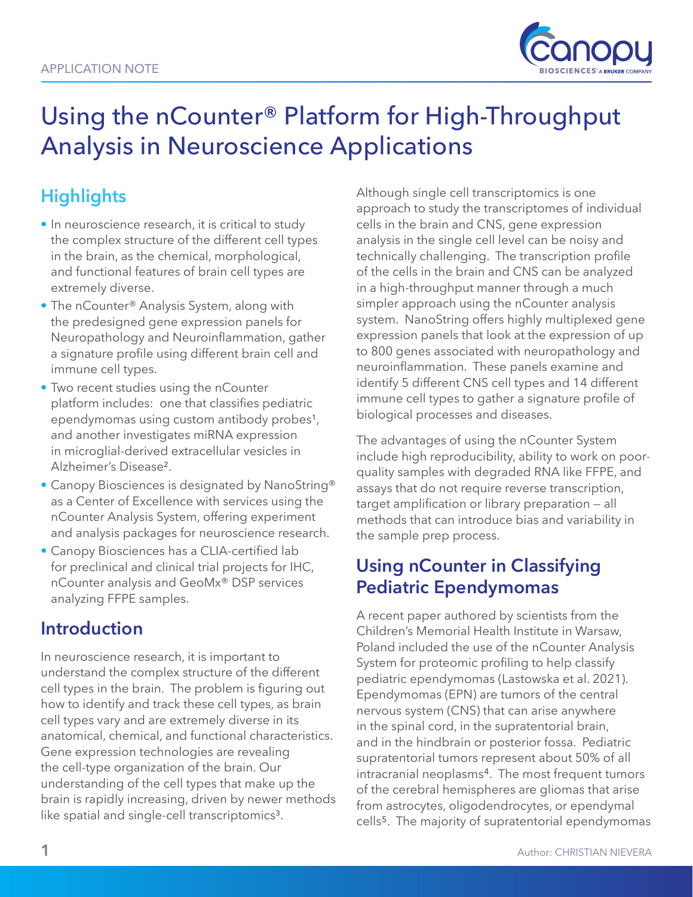APPLICATION NOTE

# Using the nCounter® Platform for High-Throughput Analysis in Neuroscience Applications

## Highlights

- In neuroscience research, it is critical to study the complex structure of the different cell types in the brain, as the chemical, morphological, and functional features of brain cell types are extremely diverse.
- The nCounter® Analysis System, along with the predesigned gene expression panels for Neuropathology and Neuroinflammation, gather a signature profile using different brain cell and immune cell types.
- Two recent studies using the nCounter platform includes: one that classifies pediatric ependymomas using custom antibody probes[1], and another investigates miRNA expression in microglial-derived extracellular vesicles in Alzheimer's Disease[2].
- Canopy Biosciences is designated by NanoString® as a Center of Excellence with services using the nCounter Analysis System, offering experiment and analysis packages for neuroscience research.
- Canopy Biosciences has a CLIA-certified lab for preclinical and clinical trial projects for IHC, nCounter analysis and GeoMx® DSP services analyzing FFPE samples.

## Introduction

In neuroscience research, it is important to understand the complex structure of the different cell types in the brain. The problem is figuring out how to identify and track these cell types, as brain cell types vary and are extremely diverse in its anatomical, chemical, and functional characteristics. Gene expression technologies are revealing the cell-type organization of the brain. Our understanding of the cell types that make up the brain is rapidly increasing, driven by newer methods like spatial and single-cell transcriptomics[3].

Although single cell transcriptomics is one approach to study the transcriptomes of individual cells in the brain and CNS, gene expression analysis in the single cell level can be noisy and technically challenging. The transcription profile of the cells in the brain and CNS can be analyzed in a high-throughput manner through a much simpler approach using the nCounter analysis system. NanoString offers highly multiplexed gene expression panels that look at the expression of up to 800 genes associated with neuropathology and neuroinflammation. These panels examine and identify 5 different CNS cell types and 14 different immune cell types to gather a signature profile of biological processes and diseases.

The advantages of using the nCounter System include high reproducibility, ability to work on poor-quality samples with degraded RNA like FFPE, and assays that do not require reverse transcription, target amplification or library preparation — all methods that can introduce bias and variability in the sample prep process.

## Using nCounter in Classifying Pediatric Ependymomas

A recent paper authored by scientists from the Children's Memorial Health Institute in Warsaw, Poland included the use of the nCounter Analysis System for proteomic profiling to help classify pediatric ependymomas (Lastowska et al. 2021). Ependymomas (EPN) are tumors of the central nervous system (CNS) that can arise anywhere in the spinal cord, in the supratentorial brain, and in the hindbrain or posterior fossa. Pediatric supratentorial tumors represent about 50% of all intracranial neoplasms[4]. The most frequent tumors of the cerebral hemispheres are gliomas that arise from astrocytes, oligodendrocytes, or ependymal cells[5]. The majority of supratentorial ependymomas

Author: CHRISTIAN NIEVERA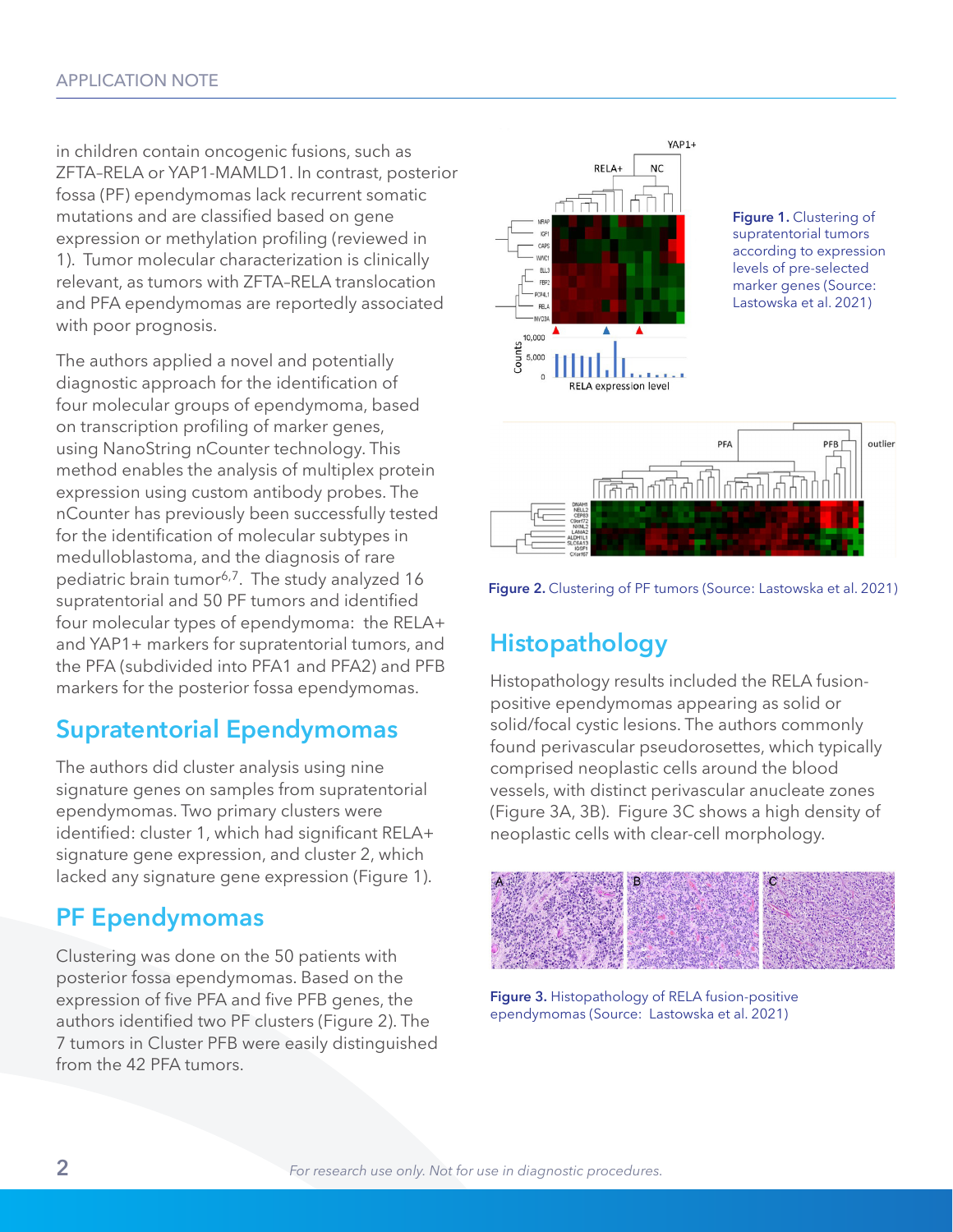in children contain oncogenic fusions, such as ZFTA–RELA or YAP1-MAMLD1. In contrast, posterior fossa (PF) ependymomas lack recurrent somatic mutations and are classified based on gene expression or methylation profiling (reviewed in 1). Tumor molecular characterization is clinically relevant, as tumors with ZFTA–RELA translocation and PFA ependymomas are reportedly associated with poor prognosis.

The authors applied a novel and potentially diagnostic approach for the identification of four molecular groups of ependymoma, based on transcription profiling of marker genes, using NanoString nCounter technology. This method enables the analysis of multiplex protein expression using custom antibody probes. The nCounter has previously been successfully tested for the identification of molecular subtypes in medulloblastoma, and the diagnosis of rare pediatric brain tumor[6,7]. The study analyzed 16 supratentorial and 50 PF tumors and identified four molecular types of ependymoma: the RELA+ and YAP1+ markers for supratentorial tumors, and the PFA (subdivided into PFA1 and PFA2) and PFB markers for the posterior fossa ependymomas.

## Supratentorial Ependymomas

The authors did cluster analysis using nine signature genes on samples from supratentorial ependymomas. Two primary clusters were identified: cluster 1, which had significant RELA+ signature gene expression, and cluster 2, which lacked any signature gene expression (Figure 1).

## PF Ependymomas

Clustering was done on the 50 patients with posterior fossa ependymomas. Based on the expression of five PFA and five PFB genes, the authors identified two PF clusters (Figure 2). The 7 tumors in Cluster PFB were easily distinguished from the 42 PFA tumors.

**Figure 1.** Clustering of supratentorial tumors according to expression levels of pre-selected marker genes (Source: Lastowska et al. 2021)

**Figure 2.** Clustering of PF tumors (Source: Lastowska et al. 2021)

## Histopathology

Histopathology results included the RELA fusion-positive ependymomas appearing as solid or solid/focal cystic lesions. The authors commonly found perivascular pseudorosettes, which typically comprised neoplastic cells around the blood vessels, with distinct perivascular anucleate zones (Figure 3A, 3B). Figure 3C shows a high density of neoplastic cells with clear-cell morphology.

**Figure 3.** Histopathology of RELA fusion-positive ependymomas (Source: Lastowska et al. 2021)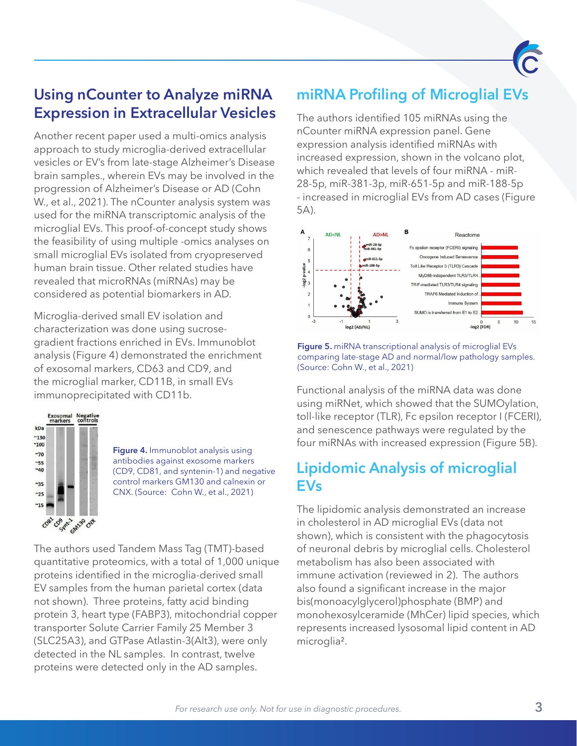## Using nCounter to Analyze miRNA Expression in Extracellular Vesicles

Another recent paper used a multi-omics analysis approach to study microglia-derived extracellular vesicles or EV's from late-stage Alzheimer's Disease brain samples., wherein EVs may be involved in the progression of Alzheimer's Disease or AD (Cohn W., et al., 2021). The nCounter analysis system was used for the miRNA transcriptomic analysis of the microglial EVs. This proof-of-concept study shows the feasibility of using multiple -omics analyses on small microglial EVs isolated from cryopreserved human brain tissue. Other related studies have revealed that microRNAs (miRNAs) may be considered as potential biomarkers in AD.

Microglia-derived small EV isolation and characterization was done using sucrose-gradient fractions enriched in EVs. Immunoblot analysis (Figure 4) demonstrated the enrichment of exosomal markers, CD63 and CD9, and the microglial marker, CD11B, in small EVs immunoprecipitated with CD11b.

**Figure 4.** Immunoblot analysis using antibodies against exosome markers (CD9, CD81, and syntenin-1) and negative control markers GM130 and calnexin or CNX. (Source: Cohn W., et al., 2021)

The authors used Tandem Mass Tag (TMT)-based quantitative proteomics, with a total of 1,000 unique proteins identified in the microglia-derived small EV samples from the human parietal cortex (data not shown). Three proteins, fatty acid binding protein 3, heart type (FABP3), mitochondrial copper transporter Solute Carrier Family 25 Member 3 (SLC25A3), and GTPase Atlastin-3(Alt3), were only detected in the NL samples. In contrast, twelve proteins were detected only in the AD samples.

## miRNA Profiling of Microglial EVs

The authors identified 105 miRNAs using the nCounter miRNA expression panel. Gene expression analysis identified miRNAs with increased expression, shown in the volcano plot, which revealed that levels of four miRNA - miR-28-5p, miR-381-3p, miR-651-5p and miR-188-5p - increased in microglial EVs from AD cases (Figure 5A).

**Figure 5.** miRNA transcriptional analysis of microglial EVs comparing late-stage AD and normal/low pathology samples. (Source: Cohn W., et al., 2021)

Functional analysis of the miRNA data was done using miRNet, which showed that the SUMOylation, toll-like receptor (TLR), Fc epsilon receptor I (FCERI), and senescence pathways were regulated by the four miRNAs with increased expression (Figure 5B).

## Lipidomic Analysis of microglial EVs

The lipidomic analysis demonstrated an increase in cholesterol in AD microglial EVs (data not shown), which is consistent with the phagocytosis of neuronal debris by microglial cells. Cholesterol metabolism has also been associated with immune activation (reviewed in 2). The authors also found a significant increase in the major bis(monoacylglycerol)phosphate (BMP) and monohexosylceramide (MhCer) lipid species, which represents increased lysosomal lipid content in AD microglia[2].

*For research use only. Not for use in diagnostic procedures.*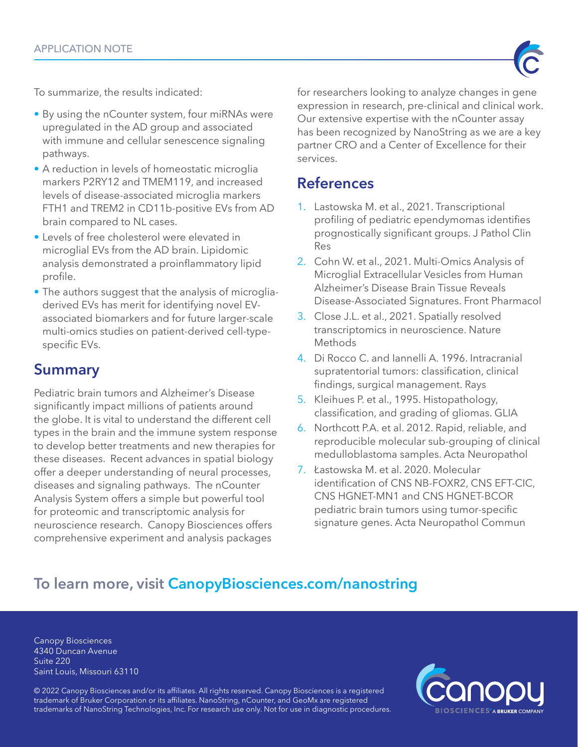To summarize, the results indicated:

- By using the nCounter system, four miRNAs were upregulated in the AD group and associated with immune and cellular senescence signaling pathways.
- A reduction in levels of homeostatic microglia markers P2RY12 and TMEM119, and increased levels of disease-associated microglia markers FTH1 and TREM2 in CD11b-positive EVs from AD brain compared to NL cases.
- Levels of free cholesterol were elevated in microglial EVs from the AD brain. Lipidomic analysis demonstrated a proinflammatory lipid profile.
- The authors suggest that the analysis of microglia-derived EVs has merit for identifying novel EV-associated biomarkers and for future larger-scale multi-omics studies on patient-derived cell-type-specific EVs.

## Summary

Pediatric brain tumors and Alzheimer's Disease significantly impact millions of patients around the globe. It is vital to understand the different cell types in the brain and the immune system response to develop better treatments and new therapies for these diseases. Recent advances in spatial biology offer a deeper understanding of neural processes, diseases and signaling pathways. The nCounter Analysis System offers a simple but powerful tool for proteomic and transcriptomic analysis for neuroscience research. Canopy Biosciences offers comprehensive experiment and analysis packages for researchers looking to analyze changes in gene expression in research, pre-clinical and clinical work. Our extensive expertise with the nCounter assay has been recognized by NanoString as we are a key partner CRO and a Center of Excellence for their services.

## References

1. Lastowska M. et al., 2021. Transcriptional profiling of pediatric ependymomas identifies prognostically significant groups. J Pathol Clin Res
2. Cohn W. et al., 2021. Multi-Omics Analysis of Microglial Extracellular Vesicles from Human Alzheimer's Disease Brain Tissue Reveals Disease-Associated Signatures. Front Pharmacol
3. Close J.L. et al., 2021. Spatially resolved transcriptomics in neuroscience. Nature Methods
4. Di Rocco C. and Iannelli A. 1996. Intracranial supratentorial tumors: classification, clinical findings, surgical management. Rays
5. Kleihues P. et al., 1995. Histopathology, classification, and grading of gliomas. GLIA
6. Northcott P.A. et al. 2012. Rapid, reliable, and reproducible molecular sub-grouping of clinical medulloblastoma samples. Acta Neuropathol
7. Łastowska M. et al. 2020. Molecular identification of CNS NB-FOXR2, CNS EFT-CIC, CNS HGNET-MN1 and CNS HGNET-BCOR pediatric brain tumors using tumor-specific signature genes. Acta Neuropathol Commun

## To learn more, visit CanopyBiosciences.com/nanostring

Canopy Biosciences
4340 Duncan Avenue
Suite 220
Saint Louis, Missouri 63110

© 2022 Canopy Biosciences and/or its affiliates. All rights reserved. Canopy Biosciences is a registered trademark of Bruker Corporation or its affiliates. NanoString, nCounter, and GeoMx are registered trademarks of NanoString Technologies, Inc. For research use only. Not for use in diagnostic procedures.